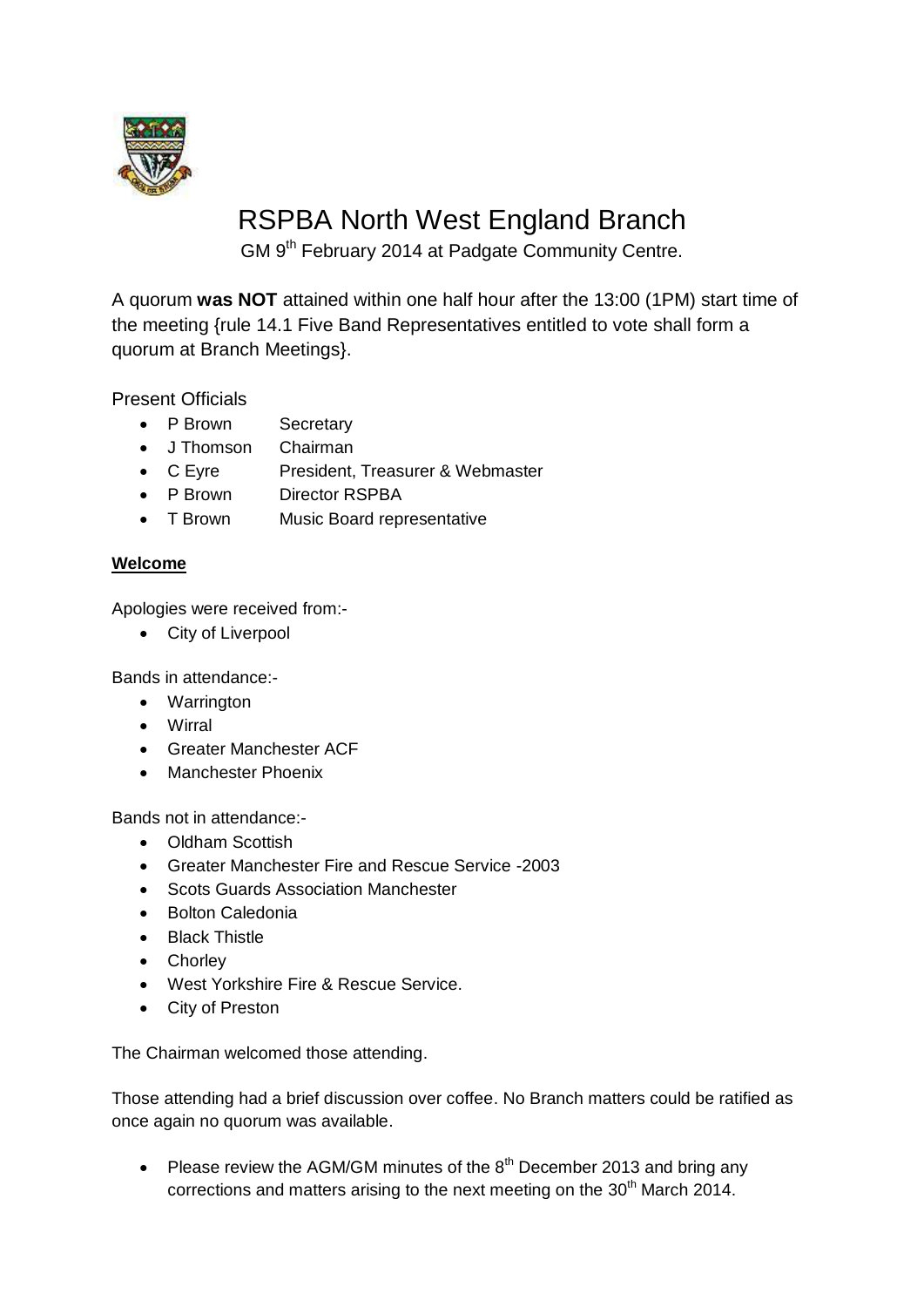# RSPBA North West England Branch

GM 9th February 2014 at Padgate Community Centre.

A quorum **was NOT** attained within one half hour after the 13:00 (1PM) start time of the meeting {rule 14.1 Five Band Representatives entitled to vote shall form a quorum at Branch Meetings}.

Present Officials

- P Brown Secretary
- J Thomson Chairman
- C Eyre President, Treasurer & Webmaster
- P Brown Director RSPBA
- T Brown Music Board representative

**Welcome**

Apologies were received from:-

- City of Liverpool

Bands in attendance:-

- Warrington
- Wirral
- Greater Manchester ACF
- Manchester Phoenix

Bands not in attendance:-

- Oldham Scottish
- Greater Manchester Fire and Rescue Service -2003
- Scots Guards Association Manchester
- Bolton Caledonia
- Black Thistle
- Chorley
- West Yorkshire Fire & Rescue Service.
- City of Preston

The Chairman welcomed those attending.

Those attending had a brief discussion over coffee. No Branch matters could be ratified as once again no quorum was available.

- Please review the AGM/GM minutes of the 8th December 2013 and bring any corrections and matters arising to the next meeting on the 30th March 2014.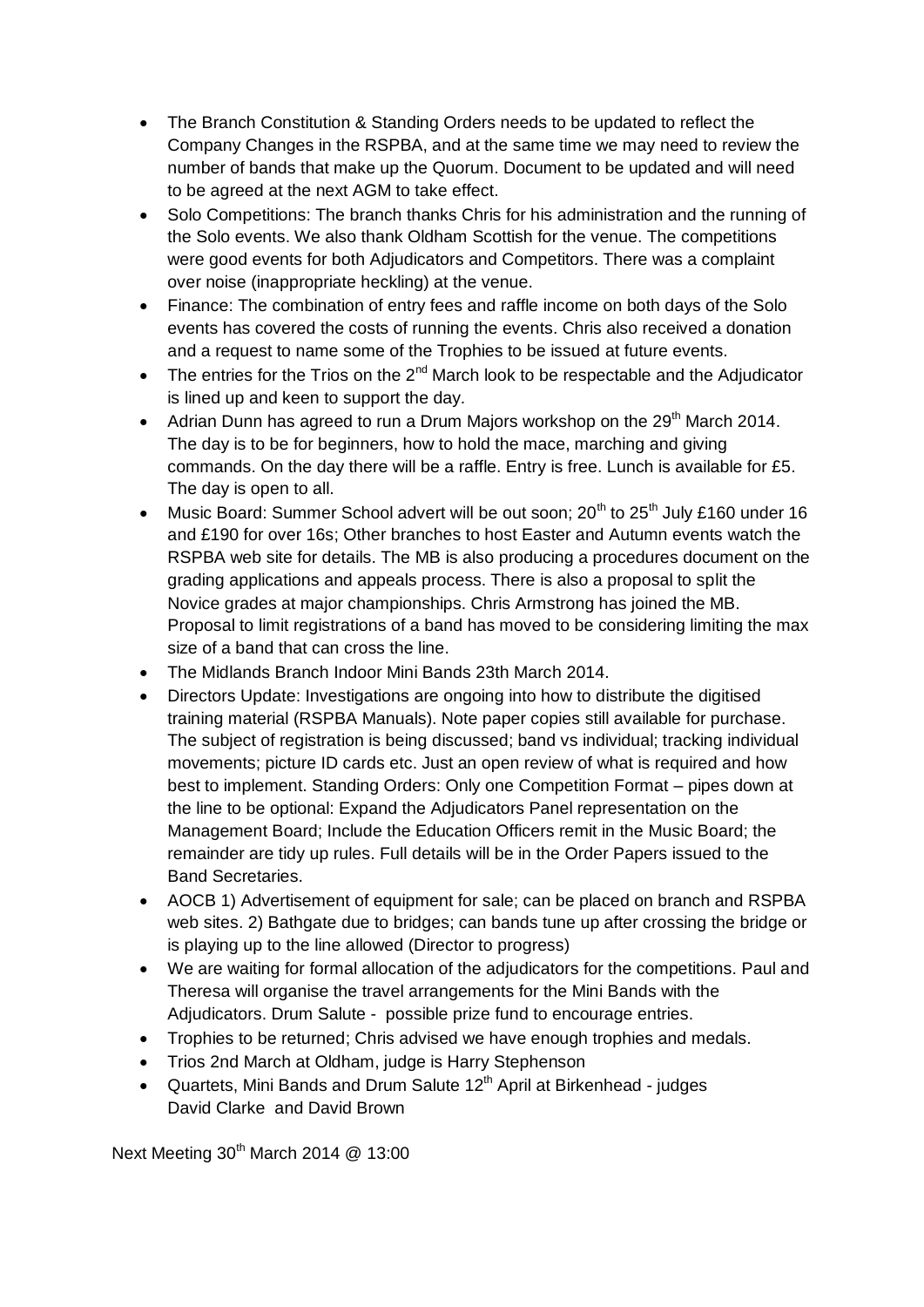- The Branch Constitution & Standing Orders needs to be updated to reflect the Company Changes in the RSPBA, and at the same time we may need to review the number of bands that make up the Quorum. Document to be updated and will need to be agreed at the next AGM to take effect.
- Solo Competitions: The branch thanks Chris for his administration and the running of the Solo events. We also thank Oldham Scottish for the venue. The competitions were good events for both Adjudicators and Competitors. There was a complaint over noise (inappropriate heckling) at the venue.
- Finance: The combination of entry fees and raffle income on both days of the Solo events has covered the costs of running the events. Chris also received a donation and a request to name some of the Trophies to be issued at future events.
- The entries for the Trios on the 2nd March look to be respectable and the Adjudicator is lined up and keen to support the day.
- Adrian Dunn has agreed to run a Drum Majors workshop on the 29th March 2014. The day is to be for beginners, how to hold the mace, marching and giving commands. On the day there will be a raffle. Entry is free. Lunch is available for £5. The day is open to all.
- Music Board: Summer School advert will be out soon; 20th to 25th July £160 under 16 and £190 for over 16s; Other branches to host Easter and Autumn events watch the RSPBA web site for details. The MB is also producing a procedures document on the grading applications and appeals process. There is also a proposal to split the Novice grades at major championships. Chris Armstrong has joined the MB. Proposal to limit registrations of a band has moved to be considering limiting the max size of a band that can cross the line.
- The Midlands Branch Indoor Mini Bands 23th March 2014.
- Directors Update: Investigations are ongoing into how to distribute the digitised training material (RSPBA Manuals). Note paper copies still available for purchase. The subject of registration is being discussed; band vs individual; tracking individual movements; picture ID cards etc. Just an open review of what is required and how best to implement. Standing Orders: Only one Competition Format – pipes down at the line to be optional: Expand the Adjudicators Panel representation on the Management Board; Include the Education Officers remit in the Music Board; the remainder are tidy up rules. Full details will be in the Order Papers issued to the Band Secretaries.
- AOCB 1) Advertisement of equipment for sale; can be placed on branch and RSPBA web sites. 2) Bathgate due to bridges; can bands tune up after crossing the bridge or is playing up to the line allowed (Director to progress)
- We are waiting for formal allocation of the adjudicators for the competitions. Paul and Theresa will organise the travel arrangements for the Mini Bands with the Adjudicators. Drum Salute - possible prize fund to encourage entries.
- Trophies to be returned; Chris advised we have enough trophies and medals.
- Trios 2nd March at Oldham, judge is Harry Stephenson
- Quartets, Mini Bands and Drum Salute 12th April at Birkenhead - judges David Clarke and David Brown

Next Meeting 30th March 2014 @ 13:00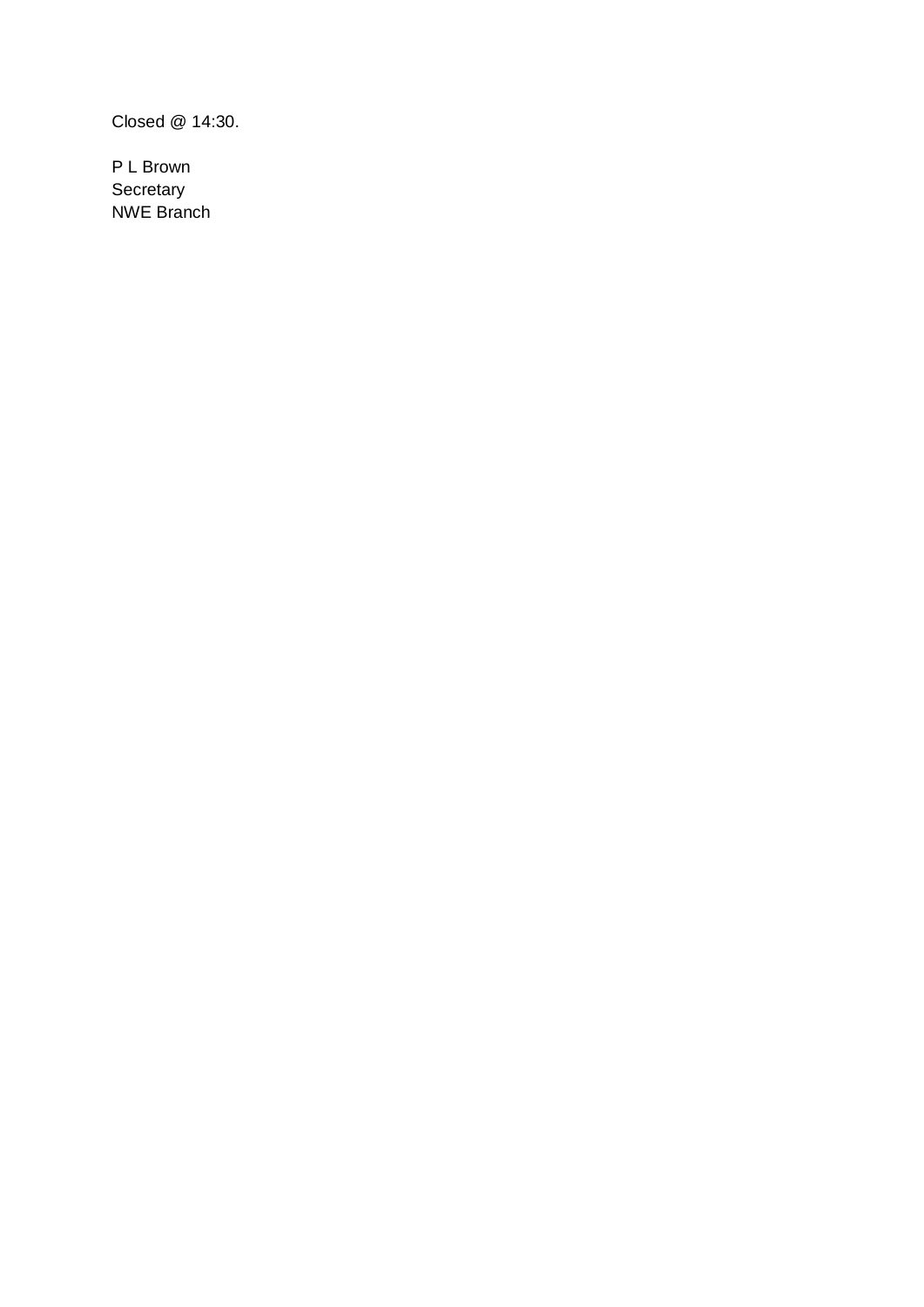Closed @ 14:30.

P L Brown
Secretary
NWE Branch